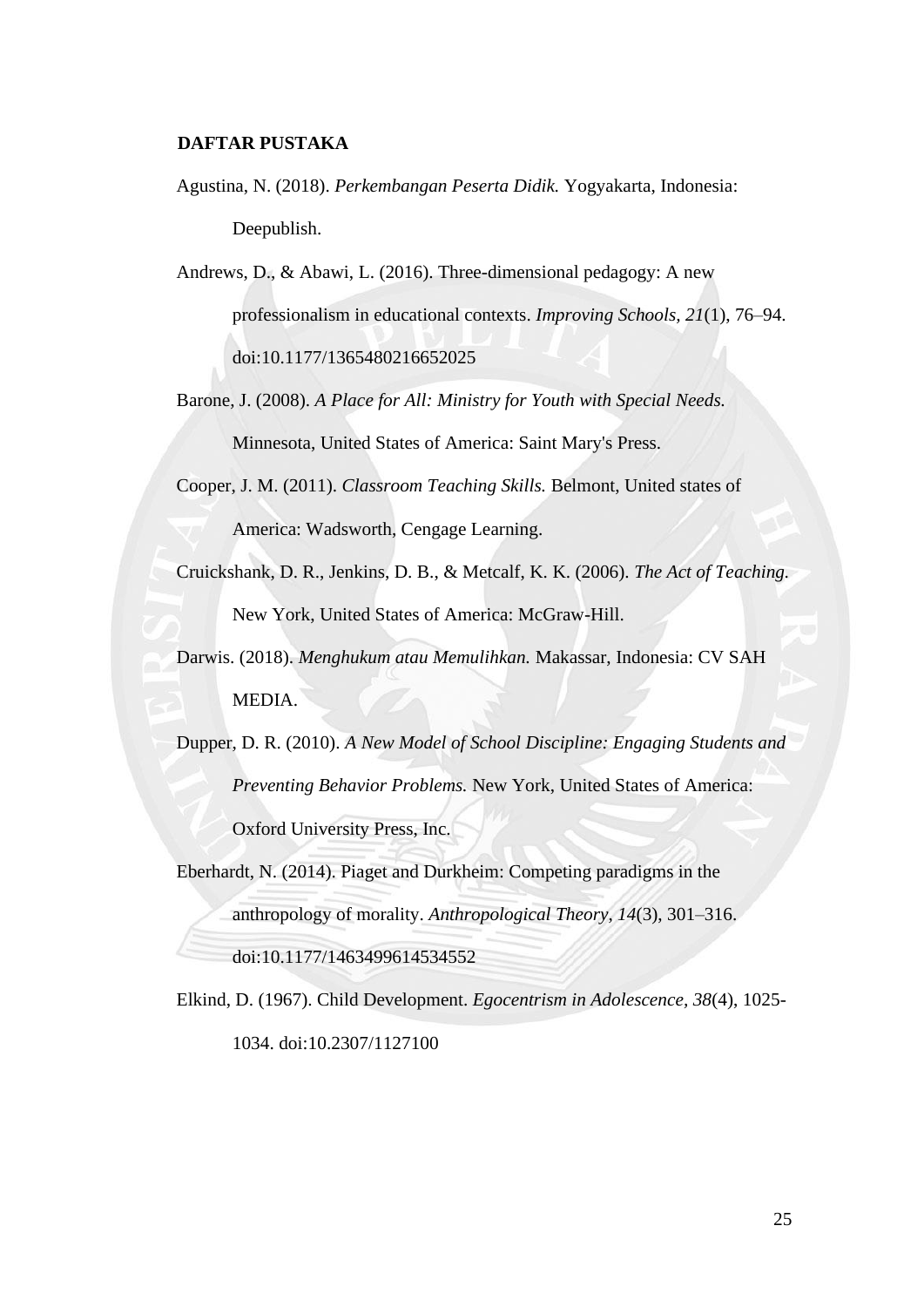## DAFTAR PUSTAKA

Agustina, N. (2018). *Perkembangan Peserta Didik.* Yogyakarta, Indonesia: Deepublish.

Andrews, D., & Abawi, L. (2016). Three-dimensional pedagogy: A new professionalism in educational contexts. *Improving Schools, 21*(1), 76–94. doi:10.1177/1365480216652025

Barone, J. (2008). *A Place for All: Ministry for Youth with Special Needs.* Minnesota, United States of America: Saint Mary's Press.

Cooper, J. M. (2011). *Classroom Teaching Skills.* Belmont, United states of America: Wadsworth, Cengage Learning.

Cruickshank, D. R., Jenkins, D. B., & Metcalf, K. K. (2006). *The Act of Teaching.* New York, United States of America: McGraw-Hill.

Darwis. (2018). *Menghukum atau Memulihkan.* Makassar, Indonesia: CV SAH MEDIA.

Dupper, D. R. (2010). *A New Model of School Discipline: Engaging Students and Preventing Behavior Problems.* New York, United States of America: Oxford University Press, Inc.

Eberhardt, N. (2014). Piaget and Durkheim: Competing paradigms in the anthropology of morality. *Anthropological Theory, 14*(3), 301–316. doi:10.1177/1463499614534552

Elkind, D. (1967). Child Development. *Egocentrism in Adolescence, 38*(4), 1025-1034. doi:10.2307/1127100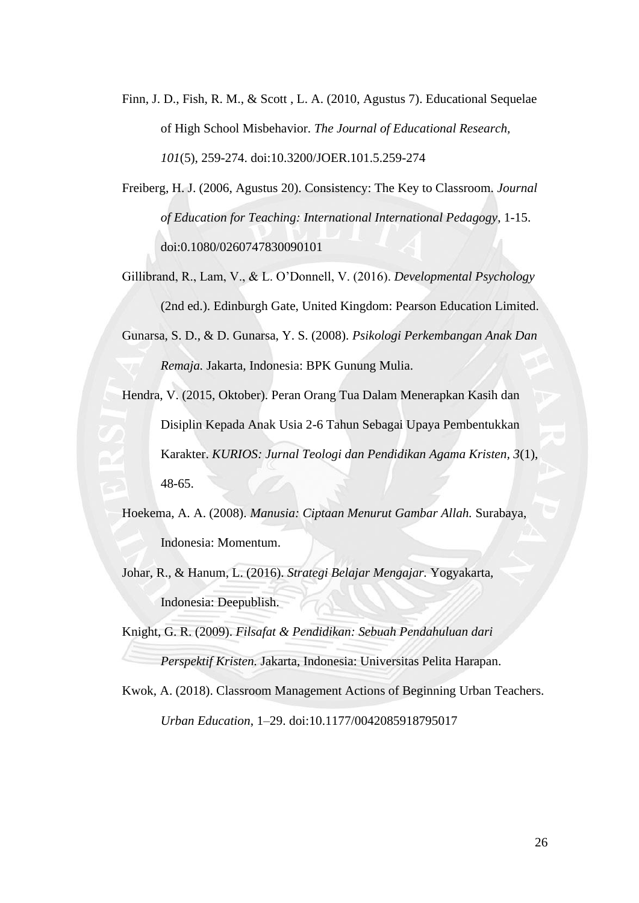Finn, J. D., Fish, R. M., & Scott , L. A. (2010, Agustus 7). Educational Sequelae of High School Misbehavior. *The Journal of Educational Research, 101*(5), 259-274. doi:10.3200/JOER.101.5.259-274

Freiberg, H. J. (2006, Agustus 20). Consistency: The Key to Classroom. *Journal of Education for Teaching: International International Pedagogy*, 1-15. doi:0.1080/0260747830090101

Gillibrand, R., Lam, V., & L. O'Donnell, V. (2016). *Developmental Psychology* (2nd ed.). Edinburgh Gate, United Kingdom: Pearson Education Limited.

Gunarsa, S. D., & D. Gunarsa, Y. S. (2008). *Psikologi Perkembangan Anak Dan Remaja.* Jakarta, Indonesia: BPK Gunung Mulia.

Hendra, V. (2015, Oktober). Peran Orang Tua Dalam Menerapkan Kasih dan Disiplin Kepada Anak Usia 2-6 Tahun Sebagai Upaya Pembentukkan Karakter. *KURIOS: Jurnal Teologi dan Pendidikan Agama Kristen, 3*(1), 48-65.

Hoekema, A. A. (2008). *Manusia: Ciptaan Menurut Gambar Allah.* Surabaya, Indonesia: Momentum.

Johar, R., & Hanum, L. (2016). *Strategi Belajar Mengajar.* Yogyakarta, Indonesia: Deepublish.

Knight, G. R. (2009). *Filsafat & Pendidikan: Sebuah Pendahuluan dari Perspektif Kristen.* Jakarta, Indonesia: Universitas Pelita Harapan.

Kwok, A. (2018). Classroom Management Actions of Beginning Urban Teachers. *Urban Education*, 1–29. doi:10.1177/0042085918795017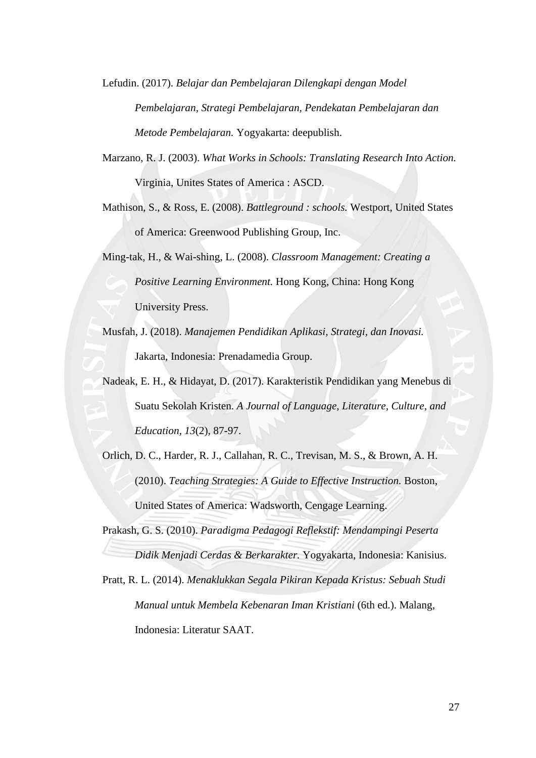Lefudin. (2017). *Belajar dan Pembelajaran Dilengkapi dengan Model Pembelajaran, Strategi Pembelajaran, Pendekatan Pembelajaran dan Metode Pembelajaran.* Yogyakarta: deepublish.

Marzano, R. J. (2003). *What Works in Schools: Translating Research Into Action.* Virginia, Unites States of America : ASCD.

Mathison, S., & Ross, E. (2008). *Battleground : schools.* Westport, United States of America: Greenwood Publishing Group, Inc.

Ming-tak, H., & Wai-shing, L. (2008). *Classroom Management: Creating a Positive Learning Environment.* Hong Kong, China: Hong Kong University Press.

Musfah, J. (2018). *Manajemen Pendidikan Aplikasi, Strategi, dan Inovasi.* Jakarta, Indonesia: Prenadamedia Group.

Nadeak, E. H., & Hidayat, D. (2017). Karakteristik Pendidikan yang Menebus di Suatu Sekolah Kristen. *A Journal of Language, Literature, Culture, and Education, 13*(2), 87-97.

Orlich, D. C., Harder, R. J., Callahan, R. C., Trevisan, M. S., & Brown, A. H. (2010). *Teaching Strategies: A Guide to Effective Instruction.* Boston, United States of America: Wadsworth, Cengage Learning.

Prakash, G. S. (2010). *Paradigma Pedagogi Reflekstif: Mendampingi Peserta Didik Menjadi Cerdas & Berkarakter.* Yogyakarta, Indonesia: Kanisius.

Pratt, R. L. (2014). *Menaklukkan Segala Pikiran Kepada Kristus: Sebuah Studi Manual untuk Membela Kebenaran Iman Kristiani* (6th ed.). Malang, Indonesia: Literatur SAAT.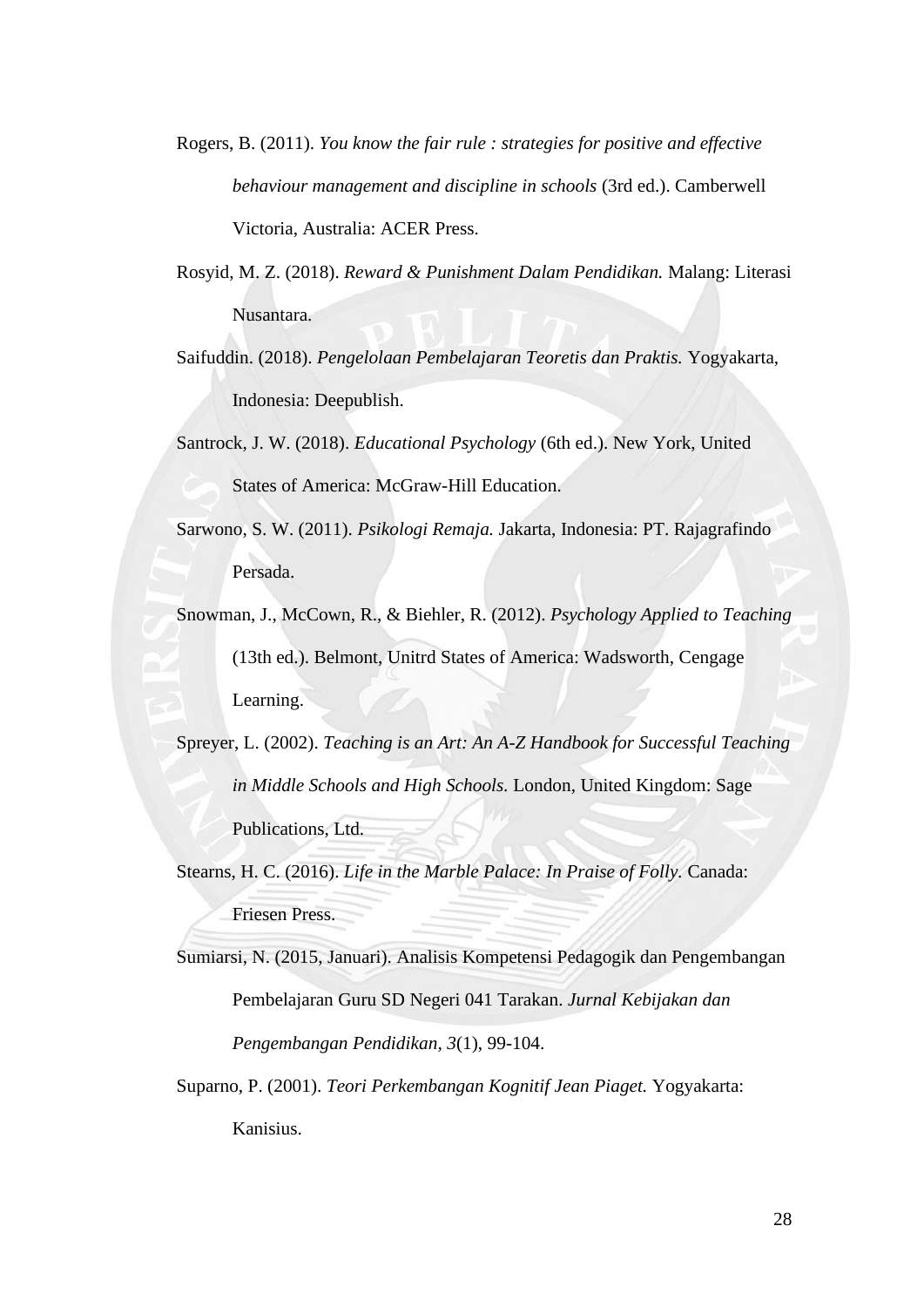Rogers, B. (2011). *You know the fair rule : strategies for positive and effective behaviour management and discipline in schools* (3rd ed.). Camberwell Victoria, Australia: ACER Press.

Rosyid, M. Z. (2018). *Reward & Punishment Dalam Pendidikan.* Malang: Literasi Nusantara.

Saifuddin. (2018). *Pengelolaan Pembelajaran Teoretis dan Praktis.* Yogyakarta, Indonesia: Deepublish.

Santrock, J. W. (2018). *Educational Psychology* (6th ed.). New York, United States of America: McGraw-Hill Education.

Sarwono, S. W. (2011). *Psikologi Remaja.* Jakarta, Indonesia: PT. Rajagrafindo Persada.

Snowman, J., McCown, R., & Biehler, R. (2012). *Psychology Applied to Teaching* (13th ed.). Belmont, Unitrd States of America: Wadsworth, Cengage Learning.

Spreyer, L. (2002). *Teaching is an Art: An A-Z Handbook for Successful Teaching in Middle Schools and High Schools.* London, United Kingdom: Sage Publications, Ltd.

Stearns, H. C. (2016). *Life in the Marble Palace: In Praise of Folly.* Canada: Friesen Press.

Sumiarsi, N. (2015, Januari). Analisis Kompetensi Pedagogik dan Pengembangan Pembelajaran Guru SD Negeri 041 Tarakan. *Jurnal Kebijakan dan Pengembangan Pendidikan, 3*(1), 99-104.

Suparno, P. (2001). *Teori Perkembangan Kognitif Jean Piaget.* Yogyakarta: Kanisius.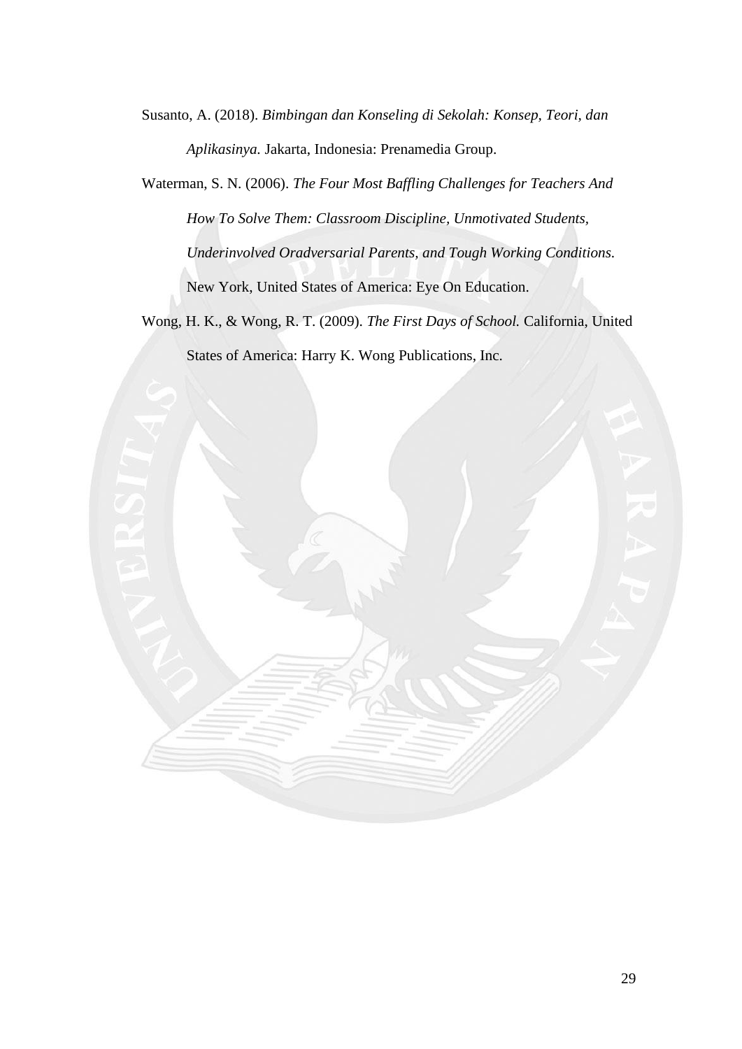Susanto, A. (2018). *Bimbingan dan Konseling di Sekolah: Konsep, Teori, dan Aplikasinya.* Jakarta, Indonesia: Prenamedia Group.

Waterman, S. N. (2006). *The Four Most Baffling Challenges for Teachers And How To Solve Them: Classroom Discipline, Unmotivated Students, Underinvolved Oradversarial Parents, and Tough Working Conditions.* New York, United States of America: Eye On Education.

Wong, H. K., & Wong, R. T. (2009). *The First Days of School.* California, United States of America: Harry K. Wong Publications, Inc.